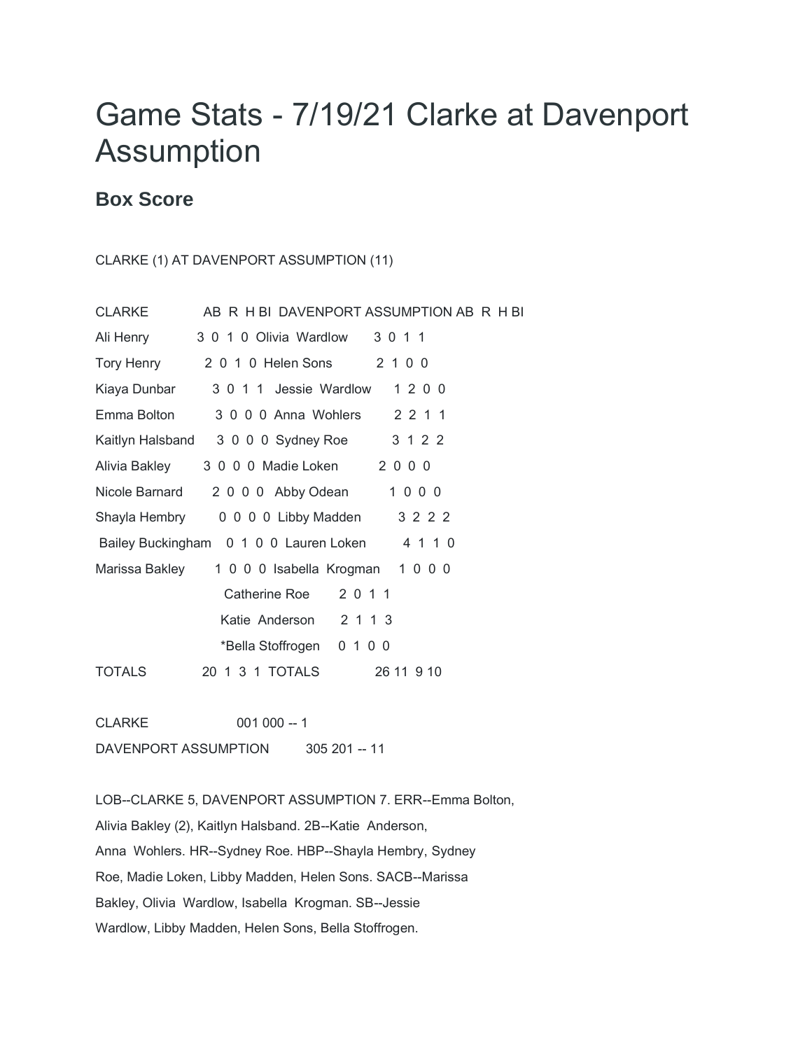# Game Stats - 7/19/21 Clarke at Davenport Assumption

## Box Score

CLARKE (1) AT DAVENPORT ASSUMPTION (11)

| CLARKE | AB | R | H | BI | DAVENPORT ASSUMPTION | AB | R | H | BI |
|---|---|---|---|---|---|---|---|---|---|
| Ali Henry | 3 | 0 | 1 | 0 | Olivia Wardlow | 3 | 0 | 1 | 1 |
| Tory Henry | 2 | 0 | 1 | 0 | Helen Sons | 2 | 1 | 0 | 0 |
| Kiaya Dunbar | 3 | 0 | 1 | 1 | Jessie Wardlow | 1 | 2 | 0 | 0 |
| Emma Bolton | 3 | 0 | 0 | 0 | Anna Wohlers | 2 | 2 | 1 | 1 |
| Kaitlyn Halsband | 3 | 0 | 0 | 0 | Sydney Roe | 3 | 1 | 2 | 2 |
| Alivia Bakley | 3 | 0 | 0 | 0 | Madie Loken | 2 | 0 | 0 | 0 |
| Nicole Barnard | 2 | 0 | 0 | 0 | Abby Odean | 1 | 0 | 0 | 0 |
| Shayla Hembry | 0 | 0 | 0 | 0 | Libby Madden | 3 | 2 | 2 | 2 |
| Bailey Buckingham | 0 | 1 | 0 | 0 | Lauren Loken | 4 | 1 | 1 | 0 |
| Marissa Bakley | 1 | 0 | 0 | 0 | Isabella Krogman | 1 | 0 | 0 | 0 |
| | | | | | Catherine Roe | 2 | 0 | 1 | 1 |
| | | | | | Katie Anderson | 2 | 1 | 1 | 3 |
| | | | | | *Bella Stoffrogen | 0 | 1 | 0 | 0 |
| TOTALS | 20 | 1 | 3 | 1 | TOTALS | 26 | 11 | 9 | 10 |

| | | |
|---|---|---|
| CLARKE | 001 000 | -- 1 |
| DAVENPORT ASSUMPTION | 305 201 | -- 11 |

LOB--CLARKE 5, DAVENPORT ASSUMPTION 7. ERR--Emma Bolton, Alivia Bakley (2), Kaitlyn Halsband. 2B--Katie Anderson, Anna Wohlers. HR--Sydney Roe. HBP--Shayla Hembry, Sydney Roe, Madie Loken, Libby Madden, Helen Sons. SACB--Marissa Bakley, Olivia Wardlow, Isabella Krogman. SB--Jessie Wardlow, Libby Madden, Helen Sons, Bella Stoffrogen.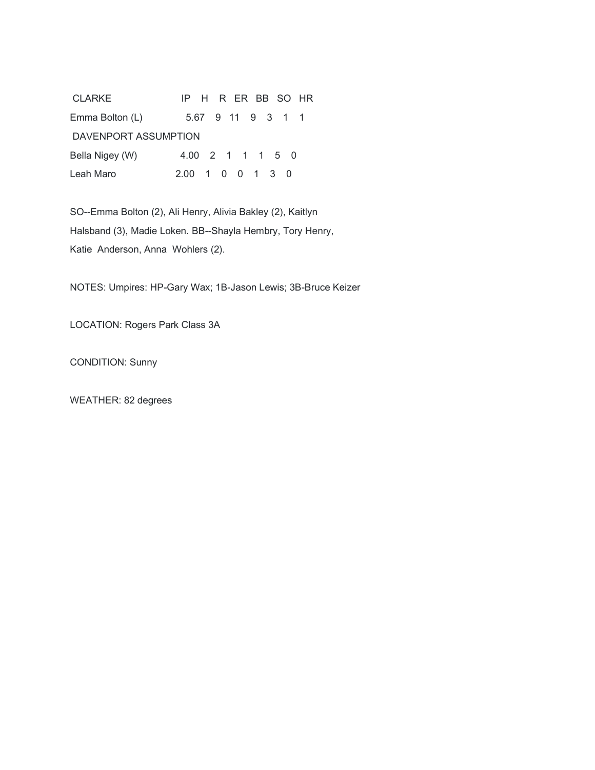| CLARKE | IP | H | R | ER | BB | SO | HR |
|---|---|---|---|---|---|---|---|
| Emma Bolton (L) | 5.67 | 9 | 11 | 9 | 3 | 1 | 1 |
| DAVENPORT ASSUMPTION | | | | | | | |
| Bella Nigey (W) | 4.00 | 2 | 1 | 1 | 1 | 5 | 0 |
| Leah Maro | 2.00 | 1 | 0 | 0 | 1 | 3 | 0 |

SO--Emma Bolton (2), Ali Henry, Alivia Bakley (2), Kaitlyn Halsband (3), Madie Loken. BB--Shayla Hembry, Tory Henry, Katie Anderson, Anna Wohlers (2).

NOTES: Umpires: HP-Gary Wax; 1B-Jason Lewis; 3B-Bruce Keizer

LOCATION: Rogers Park Class 3A

CONDITION: Sunny

WEATHER: 82 degrees